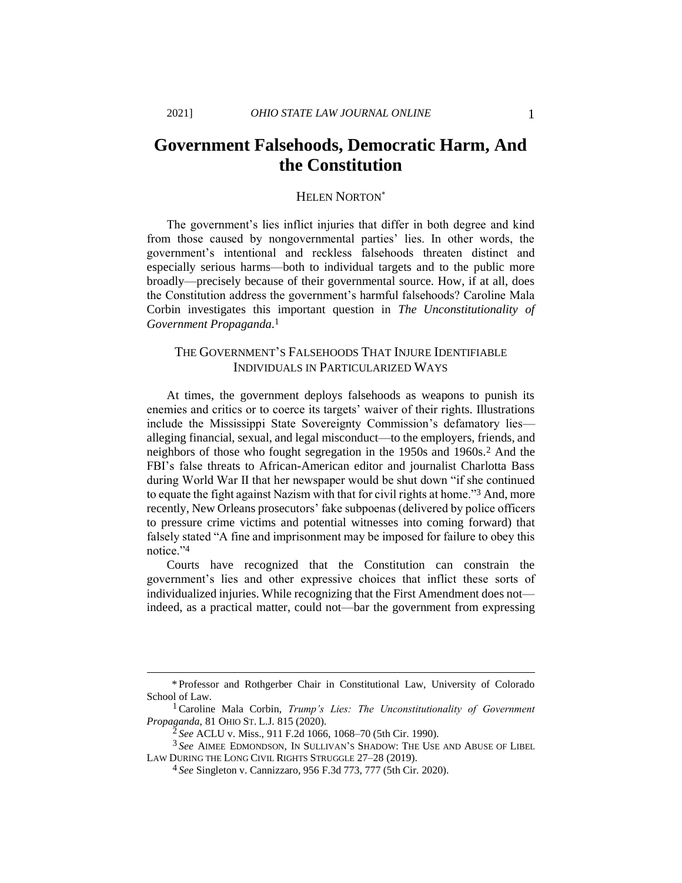# Government Falsehoods, Democratic Harm, And the Constitution

HELEN NORTON*

The government's lies inflict injuries that differ in both degree and kind from those caused by nongovernmental parties' lies. In other words, the government's intentional and reckless falsehoods threaten distinct and especially serious harms—both to individual targets and to the public more broadly—precisely because of their governmental source. How, if at all, does the Constitution address the government's harmful falsehoods? Caroline Mala Corbin investigates this important question in *The Unconstitutionality of Government Propaganda*.[1]

## THE GOVERNMENT'S FALSEHOODS THAT INJURE IDENTIFIABLE INDIVIDUALS IN PARTICULARIZED WAYS

At times, the government deploys falsehoods as weapons to punish its enemies and critics or to coerce its targets' waiver of their rights. Illustrations include the Mississippi State Sovereignty Commission's defamatory lies—alleging financial, sexual, and legal misconduct—to the employers, friends, and neighbors of those who fought segregation in the 1950s and 1960s.[2] And the FBI's false threats to African-American editor and journalist Charlotta Bass during World War II that her newspaper would be shut down "if she continued to equate the fight against Nazism with that for civil rights at home."[3] And, more recently, New Orleans prosecutors' fake subpoenas (delivered by police officers to pressure crime victims and potential witnesses into coming forward) that falsely stated "A fine and imprisonment may be imposed for failure to obey this notice."[4]

Courts have recognized that the Constitution can constrain the government's lies and other expressive choices that inflict these sorts of individualized injuries. While recognizing that the First Amendment does not—indeed, as a practical matter, could not—bar the government from expressing

---

\* Professor and Rothgerber Chair in Constitutional Law, University of Colorado School of Law.

[1] Caroline Mala Corbin, *Trump's Lies: The Unconstitutionality of Government Propaganda*, 81 OHIO ST. L.J. 815 (2020).

[2] *See* ACLU v. Miss., 911 F.2d 1066, 1068–70 (5th Cir. 1990).

[3] *See* AIMEE EDMONDSON, IN SULLIVAN'S SHADOW: THE USE AND ABUSE OF LIBEL LAW DURING THE LONG CIVIL RIGHTS STRUGGLE 27–28 (2019).

[4] *See* Singleton v. Cannizzaro, 956 F.3d 773, 777 (5th Cir. 2020).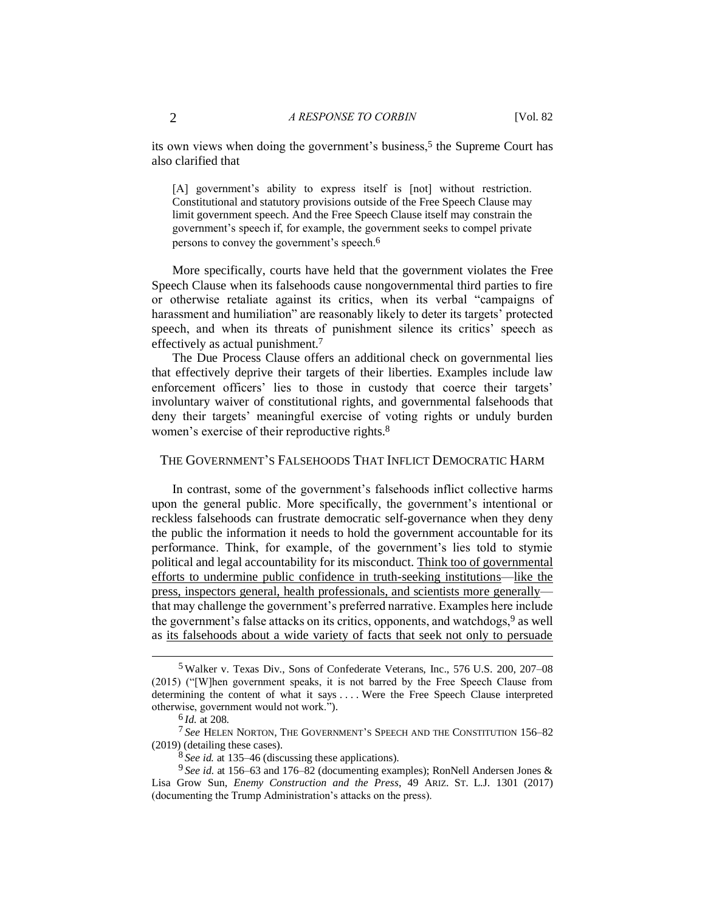its own views when doing the government's business,[5] the Supreme Court has also clarified that

> [A] government's ability to express itself is [not] without restriction. Constitutional and statutory provisions outside of the Free Speech Clause may limit government speech. And the Free Speech Clause itself may constrain the government's speech if, for example, the government seeks to compel private persons to convey the government's speech.[6]

More specifically, courts have held that the government violates the Free Speech Clause when its falsehoods cause nongovernmental third parties to fire or otherwise retaliate against its critics, when its verbal "campaigns of harassment and humiliation" are reasonably likely to deter its targets' protected speech, and when its threats of punishment silence its critics' speech as effectively as actual punishment.[7]

The Due Process Clause offers an additional check on governmental lies that effectively deprive their targets of their liberties. Examples include law enforcement officers' lies to those in custody that coerce their targets' involuntary waiver of constitutional rights, and governmental falsehoods that deny their targets' meaningful exercise of voting rights or unduly burden women's exercise of their reproductive rights.[8]

## The Government's Falsehoods That Inflict Democratic Harm

In contrast, some of the government's falsehoods inflict collective harms upon the general public. More specifically, the government's intentional or reckless falsehoods can frustrate democratic self-governance when they deny the public the information it needs to hold the government accountable for its performance. Think, for example, of the government's lies told to stymie political and legal accountability for its misconduct. Think too of governmental efforts to undermine public confidence in truth-seeking institutions—like the press, inspectors general, health professionals, and scientists more generally—that may challenge the government's preferred narrative. Examples here include the government's false attacks on its critics, opponents, and watchdogs,[9] as well as its falsehoods about a wide variety of facts that seek not only to persuade

---

[5] Walker v. Texas Div., Sons of Confederate Veterans, Inc., 576 U.S. 200, 207–08 (2015) ("[W]hen government speaks, it is not barred by the Free Speech Clause from determining the content of what it says . . . . Were the Free Speech Clause interpreted otherwise, government would not work.").

[6] *Id.* at 208.

[7] *See* Helen Norton, The Government's Speech and the Constitution 156–82 (2019) (detailing these cases).

[8] *See id.* at 135–46 (discussing these applications).

[9] *See id.* at 156–63 and 176–82 (documenting examples); RonNell Andersen Jones & Lisa Grow Sun, *Enemy Construction and the Press*, 49 Ariz. St. L.J. 1301 (2017) (documenting the Trump Administration's attacks on the press).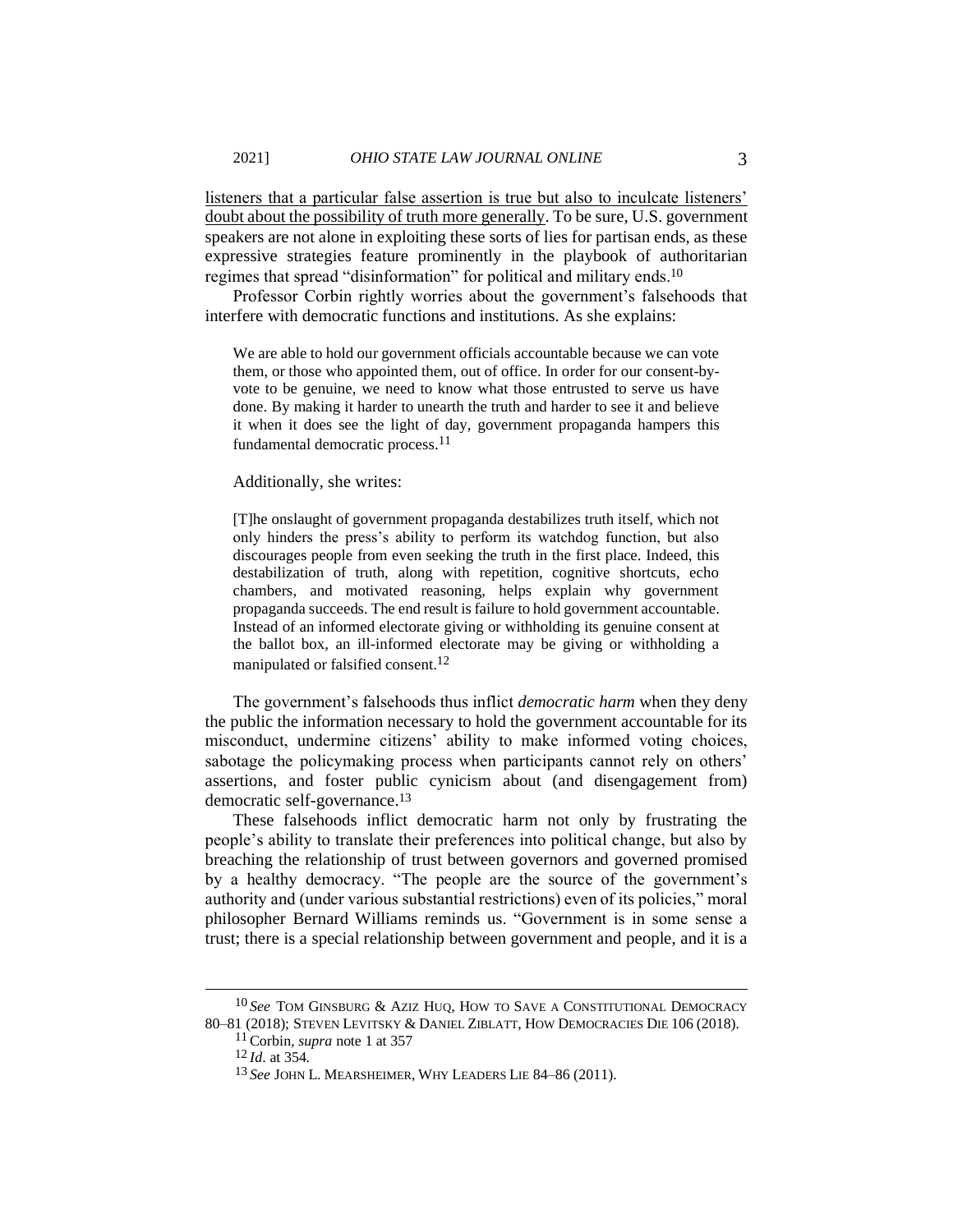listeners that a particular false assertion is true but also to inculcate listeners' doubt about the possibility of truth more generally. To be sure, U.S. government speakers are not alone in exploiting these sorts of lies for partisan ends, as these expressive strategies feature prominently in the playbook of authoritarian regimes that spread "disinformation" for political and military ends.[10]

Professor Corbin rightly worries about the government's falsehoods that interfere with democratic functions and institutions. As she explains:

> We are able to hold our government officials accountable because we can vote them, or those who appointed them, out of office. In order for our consent-by-vote to be genuine, we need to know what those entrusted to serve us have done. By making it harder to unearth the truth and harder to see it and believe it when it does see the light of day, government propaganda hampers this fundamental democratic process.[11]

Additionally, she writes:

> [T]he onslaught of government propaganda destabilizes truth itself, which not only hinders the press's ability to perform its watchdog function, but also discourages people from even seeking the truth in the first place. Indeed, this destabilization of truth, along with repetition, cognitive shortcuts, echo chambers, and motivated reasoning, helps explain why government propaganda succeeds. The end result is failure to hold government accountable. Instead of an informed electorate giving or withholding its genuine consent at the ballot box, an ill-informed electorate may be giving or withholding a manipulated or falsified consent.[12]

The government's falsehoods thus inflict *democratic harm* when they deny the public the information necessary to hold the government accountable for its misconduct, undermine citizens' ability to make informed voting choices, sabotage the policymaking process when participants cannot rely on others' assertions, and foster public cynicism about (and disengagement from) democratic self-governance.[13]

These falsehoods inflict democratic harm not only by frustrating the people's ability to translate their preferences into political change, but also by breaching the relationship of trust between governors and governed promised by a healthy democracy. "The people are the source of the government's authority and (under various substantial restrictions) even of its policies," moral philosopher Bernard Williams reminds us. "Government is in some sense a trust; there is a special relationship between government and people, and it is a

---

[10] *See* TOM GINSBURG & AZIZ HUQ, HOW TO SAVE A CONSTITUTIONAL DEMOCRACY 80–81 (2018); STEVEN LEVITSKY & DANIEL ZIBLATT, HOW DEMOCRACIES DIE 106 (2018).

[11] Corbin, *supra* note 1 at 357

[12] *Id.* at 354.

[13] *See* JOHN L. MEARSHEIMER, WHY LEADERS LIE 84–86 (2011).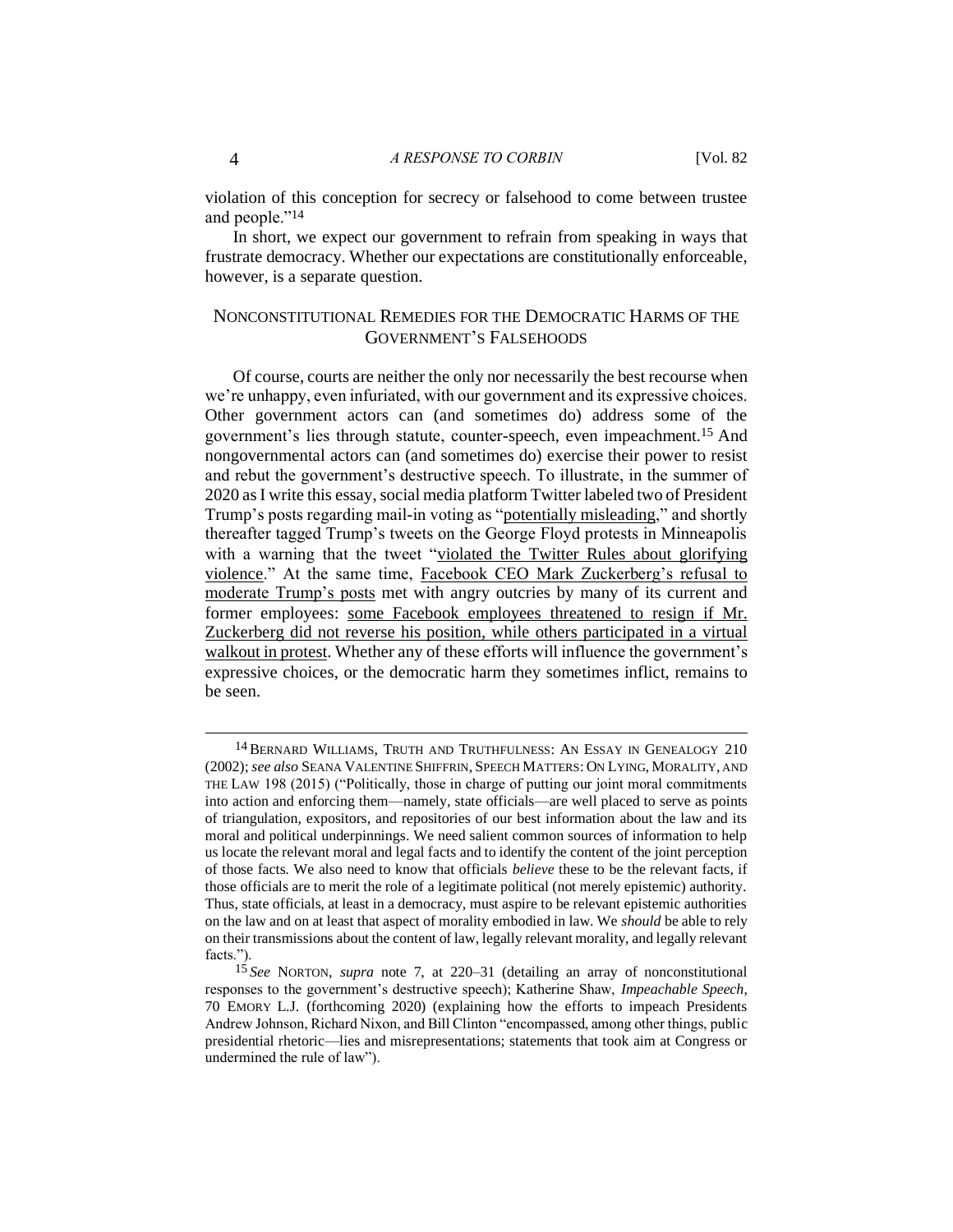violation of this conception for secrecy or falsehood to come between trustee and people."[14]

In short, we expect our government to refrain from speaking in ways that frustrate democracy. Whether our expectations are constitutionally enforceable, however, is a separate question.

## NONCONSTITUTIONAL REMEDIES FOR THE DEMOCRATIC HARMS OF THE GOVERNMENT'S FALSEHOODS

Of course, courts are neither the only nor necessarily the best recourse when we're unhappy, even infuriated, with our government and its expressive choices. Other government actors can (and sometimes do) address some of the government's lies through statute, counter-speech, even impeachment.[15] And nongovernmental actors can (and sometimes do) exercise their power to resist and rebut the government's destructive speech. To illustrate, in the summer of 2020 as I write this essay, social media platform Twitter labeled two of President Trump's posts regarding mail-in voting as "potentially misleading," and shortly thereafter tagged Trump's tweets on the George Floyd protests in Minneapolis with a warning that the tweet "violated the Twitter Rules about glorifying violence." At the same time, Facebook CEO Mark Zuckerberg's refusal to moderate Trump's posts met with angry outcries by many of its current and former employees: some Facebook employees threatened to resign if Mr. Zuckerberg did not reverse his position, while others participated in a virtual walkout in protest. Whether any of these efforts will influence the government's expressive choices, or the democratic harm they sometimes inflict, remains to be seen.

---

[14] BERNARD WILLIAMS, TRUTH AND TRUTHFULNESS: AN ESSAY IN GENEALOGY 210 (2002); *see also* SEANA VALENTINE SHIFFRIN, SPEECH MATTERS: ON LYING, MORALITY, AND THE LAW 198 (2015) ("Politically, those in charge of putting our joint moral commitments into action and enforcing them—namely, state officials—are well placed to serve as points of triangulation, expositors, and repositories of our best information about the law and its moral and political underpinnings. We need salient common sources of information to help us locate the relevant moral and legal facts and to identify the content of the joint perception of those facts. We also need to know that officials *believe* these to be the relevant facts, if those officials are to merit the role of a legitimate political (not merely epistemic) authority. Thus, state officials, at least in a democracy, must aspire to be relevant epistemic authorities on the law and on at least that aspect of morality embodied in law. We *should* be able to rely on their transmissions about the content of law, legally relevant morality, and legally relevant facts.").

[15] *See* NORTON, *supra* note 7, at 220–31 (detailing an array of nonconstitutional responses to the government's destructive speech); Katherine Shaw, *Impeachable Speech*, 70 EMORY L.J. (forthcoming 2020) (explaining how the efforts to impeach Presidents Andrew Johnson, Richard Nixon, and Bill Clinton "encompassed, among other things, public presidential rhetoric—lies and misrepresentations; statements that took aim at Congress or undermined the rule of law").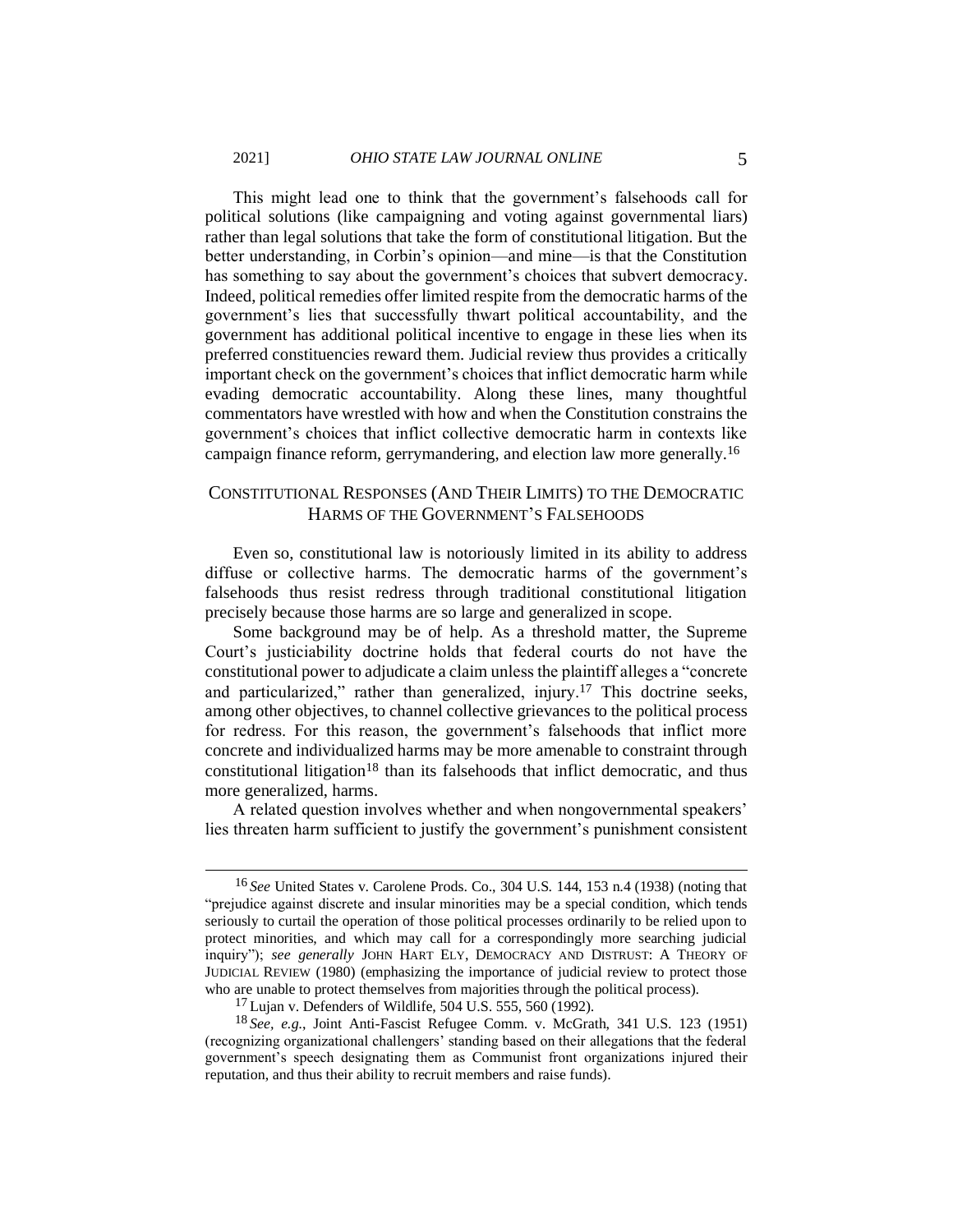This might lead one to think that the government's falsehoods call for political solutions (like campaigning and voting against governmental liars) rather than legal solutions that take the form of constitutional litigation. But the better understanding, in Corbin's opinion—and mine—is that the Constitution has something to say about the government's choices that subvert democracy. Indeed, political remedies offer limited respite from the democratic harms of the government's lies that successfully thwart political accountability, and the government has additional political incentive to engage in these lies when its preferred constituencies reward them. Judicial review thus provides a critically important check on the government's choices that inflict democratic harm while evading democratic accountability. Along these lines, many thoughtful commentators have wrestled with how and when the Constitution constrains the government's choices that inflict collective democratic harm in contexts like campaign finance reform, gerrymandering, and election law more generally.[16]

## CONSTITUTIONAL RESPONSES (AND THEIR LIMITS) TO THE DEMOCRATIC HARMS OF THE GOVERNMENT'S FALSEHOODS

Even so, constitutional law is notoriously limited in its ability to address diffuse or collective harms. The democratic harms of the government's falsehoods thus resist redress through traditional constitutional litigation precisely because those harms are so large and generalized in scope.

Some background may be of help. As a threshold matter, the Supreme Court's justiciability doctrine holds that federal courts do not have the constitutional power to adjudicate a claim unless the plaintiff alleges a "concrete and particularized," rather than generalized, injury.[17] This doctrine seeks, among other objectives, to channel collective grievances to the political process for redress. For this reason, the government's falsehoods that inflict more concrete and individualized harms may be more amenable to constraint through constitutional litigation[18] than its falsehoods that inflict democratic, and thus more generalized, harms.

A related question involves whether and when nongovernmental speakers' lies threaten harm sufficient to justify the government's punishment consistent

---

[16] *See* United States v. Carolene Prods. Co., 304 U.S. 144, 153 n.4 (1938) (noting that "prejudice against discrete and insular minorities may be a special condition, which tends seriously to curtail the operation of those political processes ordinarily to be relied upon to protect minorities, and which may call for a correspondingly more searching judicial inquiry"); *see generally* JOHN HART ELY, DEMOCRACY AND DISTRUST: A THEORY OF JUDICIAL REVIEW (1980) (emphasizing the importance of judicial review to protect those who are unable to protect themselves from majorities through the political process).

[17] Lujan v. Defenders of Wildlife, 504 U.S. 555, 560 (1992).

[18] *See, e.g.*, Joint Anti-Fascist Refugee Comm. v. McGrath, 341 U.S. 123 (1951) (recognizing organizational challengers' standing based on their allegations that the federal government's speech designating them as Communist front organizations injured their reputation, and thus their ability to recruit members and raise funds).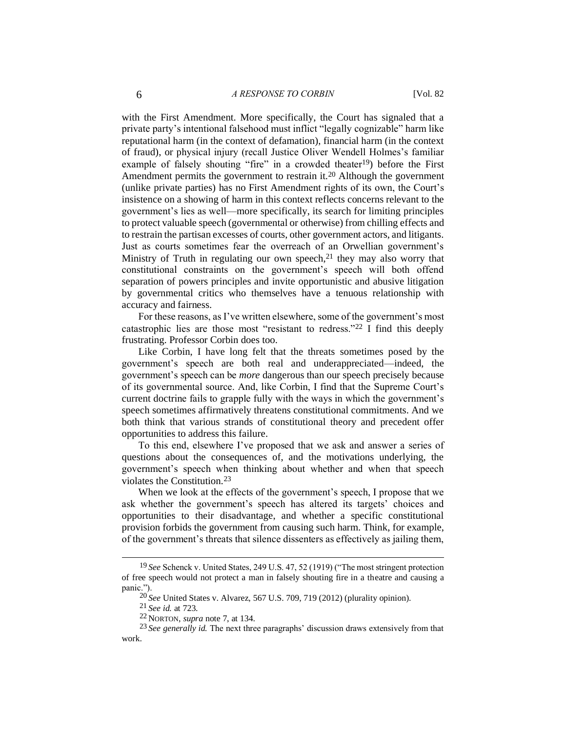with the First Amendment. More specifically, the Court has signaled that a private party's intentional falsehood must inflict "legally cognizable" harm like reputational harm (in the context of defamation), financial harm (in the context of fraud), or physical injury (recall Justice Oliver Wendell Holmes's familiar example of falsely shouting "fire" in a crowded theater[19]) before the First Amendment permits the government to restrain it.[20] Although the government (unlike private parties) has no First Amendment rights of its own, the Court's insistence on a showing of harm in this context reflects concerns relevant to the government's lies as well—more specifically, its search for limiting principles to protect valuable speech (governmental or otherwise) from chilling effects and to restrain the partisan excesses of courts, other government actors, and litigants. Just as courts sometimes fear the overreach of an Orwellian government's Ministry of Truth in regulating our own speech,[21] they may also worry that constitutional constraints on the government's speech will both offend separation of powers principles and invite opportunistic and abusive litigation by governmental critics who themselves have a tenuous relationship with accuracy and fairness.

For these reasons, as I've written elsewhere, some of the government's most catastrophic lies are those most "resistant to redress."[22] I find this deeply frustrating. Professor Corbin does too.

Like Corbin, I have long felt that the threats sometimes posed by the government's speech are both real and underappreciated—indeed, the government's speech can be *more* dangerous than our speech precisely because of its governmental source. And, like Corbin, I find that the Supreme Court's current doctrine fails to grapple fully with the ways in which the government's speech sometimes affirmatively threatens constitutional commitments. And we both think that various strands of constitutional theory and precedent offer opportunities to address this failure.

To this end, elsewhere I've proposed that we ask and answer a series of questions about the consequences of, and the motivations underlying, the government's speech when thinking about whether and when that speech violates the Constitution.[23]

When we look at the effects of the government's speech, I propose that we ask whether the government's speech has altered its targets' choices and opportunities to their disadvantage, and whether a specific constitutional provision forbids the government from causing such harm. Think, for example, of the government's threats that silence dissenters as effectively as jailing them,

---

[19] *See* Schenck v. United States, 249 U.S. 47, 52 (1919) ("The most stringent protection of free speech would not protect a man in falsely shouting fire in a theatre and causing a panic.").

[20] *See* United States v. Alvarez, 567 U.S. 709, 719 (2012) (plurality opinion).

[21] *See id.* at 723.

[22] NORTON, *supra* note 7, at 134.

[23] *See generally id.* The next three paragraphs' discussion draws extensively from that work.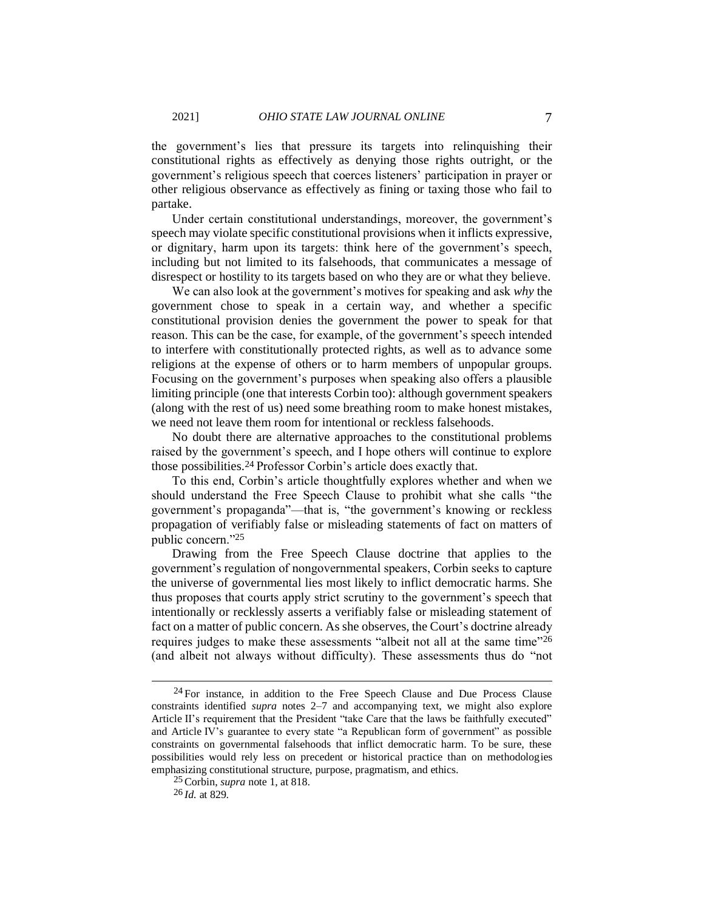the government's lies that pressure its targets into relinquishing their constitutional rights as effectively as denying those rights outright, or the government's religious speech that coerces listeners' participation in prayer or other religious observance as effectively as fining or taxing those who fail to partake.

Under certain constitutional understandings, moreover, the government's speech may violate specific constitutional provisions when it inflicts expressive, or dignitary, harm upon its targets: think here of the government's speech, including but not limited to its falsehoods, that communicates a message of disrespect or hostility to its targets based on who they are or what they believe.

We can also look at the government's motives for speaking and ask *why* the government chose to speak in a certain way, and whether a specific constitutional provision denies the government the power to speak for that reason. This can be the case, for example, of the government's speech intended to interfere with constitutionally protected rights, as well as to advance some religions at the expense of others or to harm members of unpopular groups. Focusing on the government's purposes when speaking also offers a plausible limiting principle (one that interests Corbin too): although government speakers (along with the rest of us) need some breathing room to make honest mistakes, we need not leave them room for intentional or reckless falsehoods.

No doubt there are alternative approaches to the constitutional problems raised by the government's speech, and I hope others will continue to explore those possibilities.[24] Professor Corbin's article does exactly that.

To this end, Corbin's article thoughtfully explores whether and when we should understand the Free Speech Clause to prohibit what she calls "the government's propaganda"—that is, "the government's knowing or reckless propagation of verifiably false or misleading statements of fact on matters of public concern."[25]

Drawing from the Free Speech Clause doctrine that applies to the government's regulation of nongovernmental speakers, Corbin seeks to capture the universe of governmental lies most likely to inflict democratic harms. She thus proposes that courts apply strict scrutiny to the government's speech that intentionally or recklessly asserts a verifiably false or misleading statement of fact on a matter of public concern. As she observes, the Court's doctrine already requires judges to make these assessments "albeit not all at the same time"[26] (and albeit not always without difficulty). These assessments thus do "not

---

[24] For instance, in addition to the Free Speech Clause and Due Process Clause constraints identified *supra* notes 2–7 and accompanying text, we might also explore Article II's requirement that the President "take Care that the laws be faithfully executed" and Article IV's guarantee to every state "a Republican form of government" as possible constraints on governmental falsehoods that inflict democratic harm. To be sure, these possibilities would rely less on precedent or historical practice than on methodologies emphasizing constitutional structure, purpose, pragmatism, and ethics.

[25] Corbin, *supra* note 1, at 818.

[26] *Id.* at 829.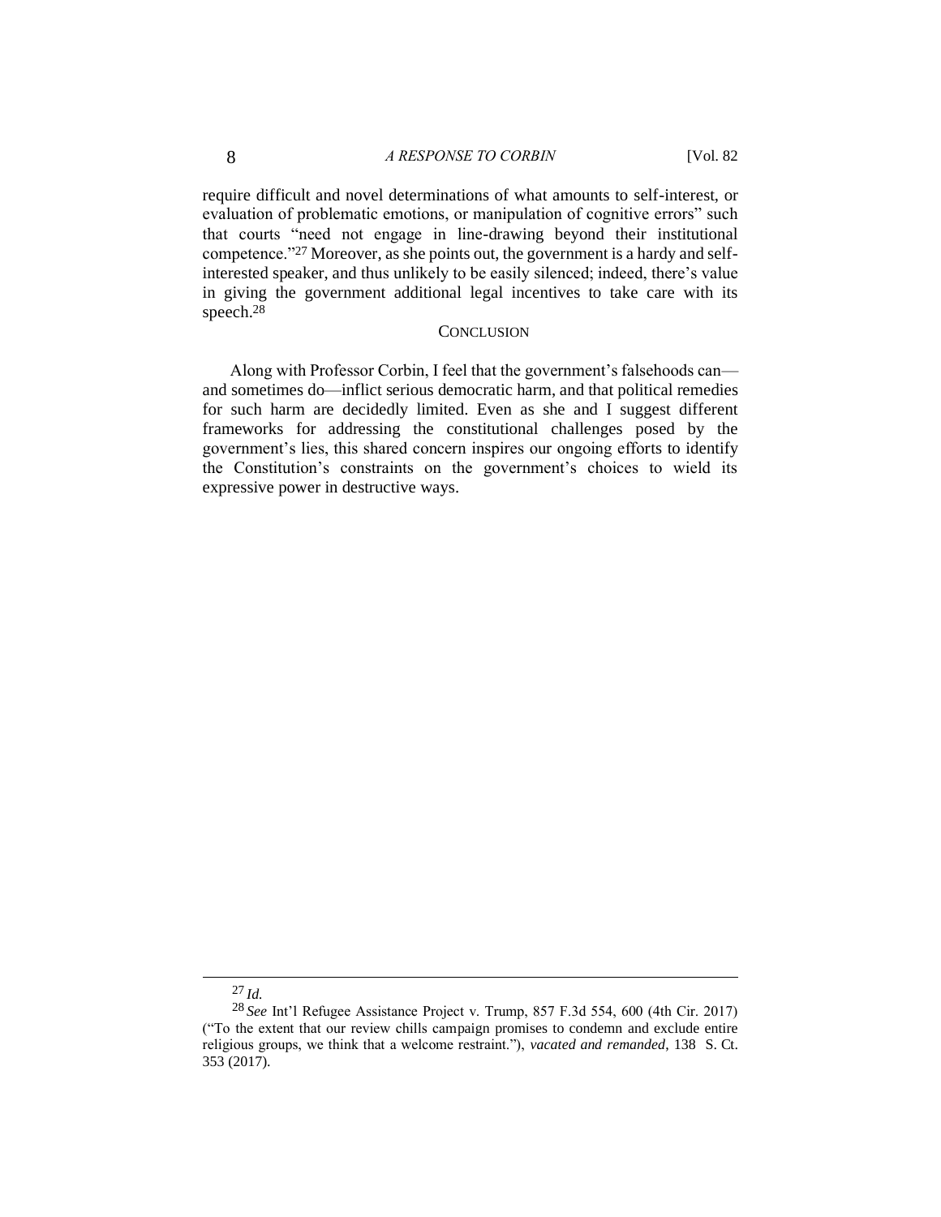require difficult and novel determinations of what amounts to self-interest, or evaluation of problematic emotions, or manipulation of cognitive errors" such that courts "need not engage in line-drawing beyond their institutional competence."[27] Moreover, as she points out, the government is a hardy and self-interested speaker, and thus unlikely to be easily silenced; indeed, there's value in giving the government additional legal incentives to take care with its speech.[28]

## CONCLUSION

Along with Professor Corbin, I feel that the government's falsehoods can—and sometimes do—inflict serious democratic harm, and that political remedies for such harm are decidedly limited. Even as she and I suggest different frameworks for addressing the constitutional challenges posed by the government's lies, this shared concern inspires our ongoing efforts to identify the Constitution's constraints on the government's choices to wield its expressive power in destructive ways.

---

[27] *Id.*

[28] *See* Int'l Refugee Assistance Project v. Trump, 857 F.3d 554, 600 (4th Cir. 2017) ("To the extent that our review chills campaign promises to condemn and exclude entire religious groups, we think that a welcome restraint."), *vacated and remanded*, 138 S. Ct. 353 (2017).